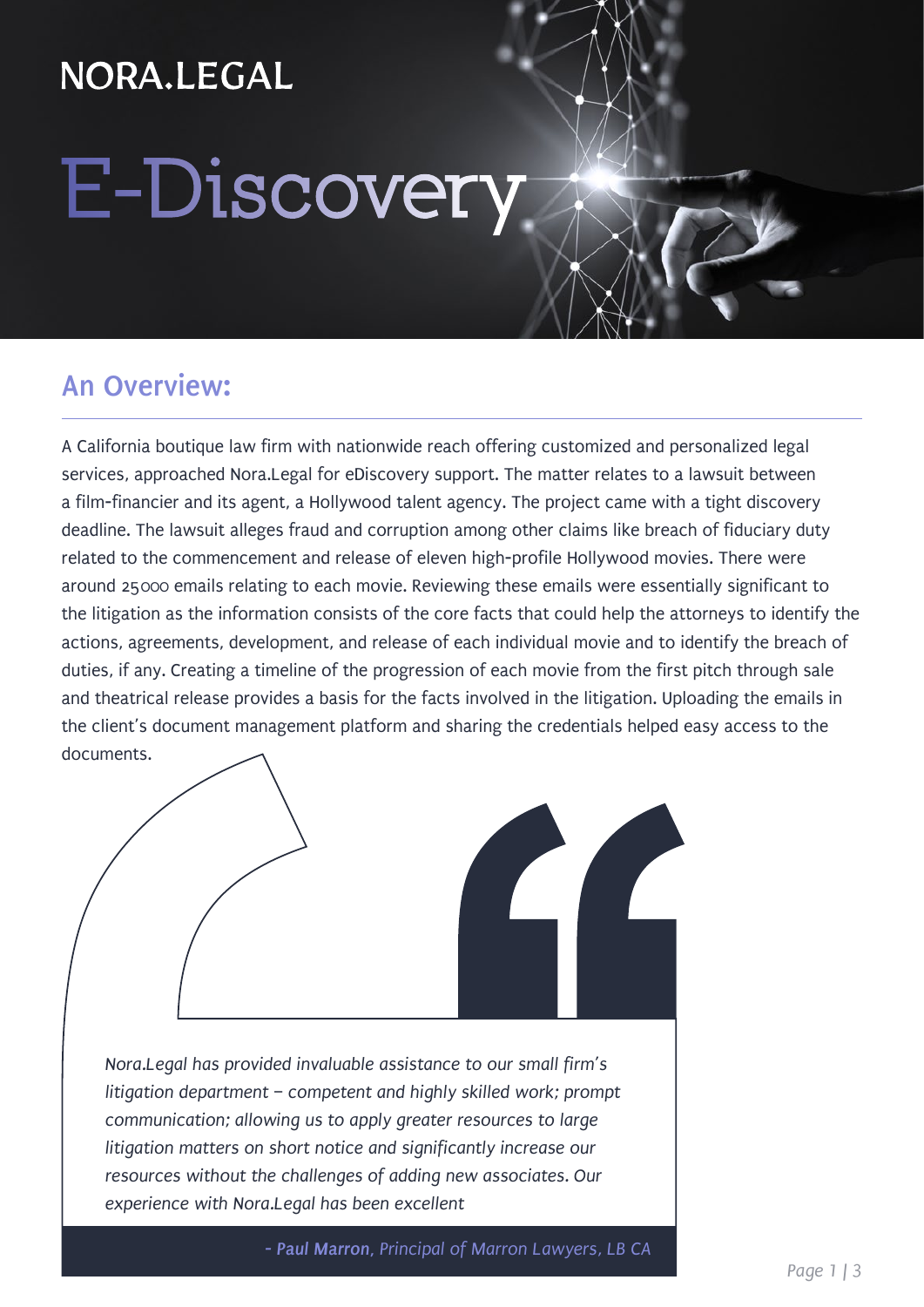NORA.LEGAL

# E-Discovery

## An Overview:

A California boutique law firm with nationwide reach offering customized and personalized legal services, approached Nora.Legal for eDiscovery support. The matter relates to a lawsuit between a film-financier and its agent, a Hollywood talent agency. The project came with a tight discovery deadline. The lawsuit alleges fraud and corruption among other claims like breach of fiduciary duty related to the commencement and release of eleven high-profile Hollywood movies. There were around 25000 emails relating to each movie. Reviewing these emails were essentially significant to the litigation as the information consists of the core facts that could help the attorneys to identify the actions, agreements, development, and release of each individual movie and to identify the breach of duties, if any. Creating a timeline of the progression of each movie from the first pitch through sale and theatrical release provides a basis for the facts involved in the litigation. Uploading the emails in the client's document management platform and sharing the credentials helped easy access to the documents.

> *Nora.Legal has provided invaluable assistance to our small firm's litigation department – competent and highly skilled work; prompt communication; allowing us to apply greater resources to large litigation matters on short notice and significantly increase our resources without the challenges of adding new associates. Our experience with Nora.Legal has been excellent*
>
> *- **Paul Marron**, Principal of Marron Lawyers, LB CA*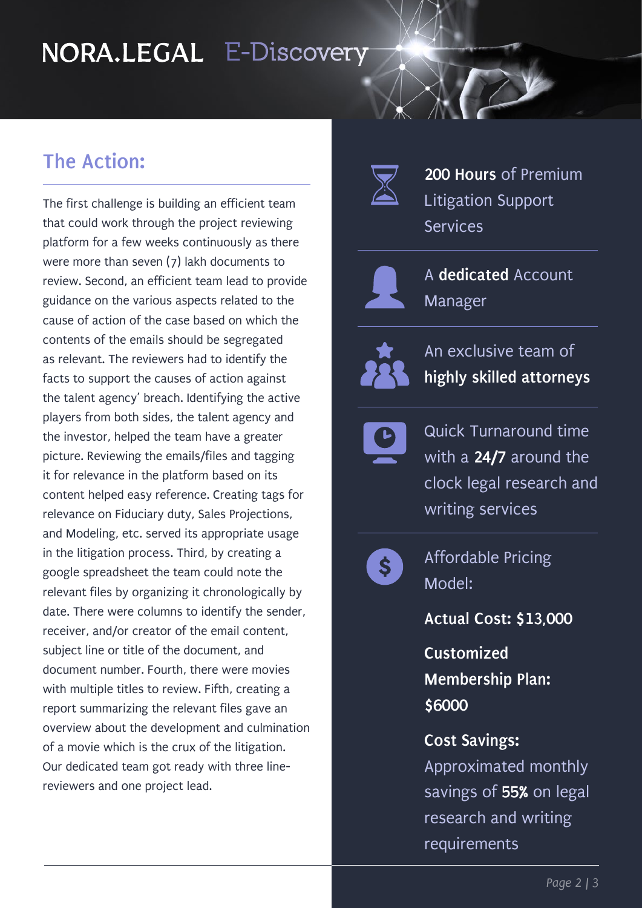NORA.LEGAL E-Discovery

## The Action:

The first challenge is building an efficient team that could work through the project reviewing platform for a few weeks continuously as there were more than seven (7) lakh documents to review. Second, an efficient team lead to provide guidance on the various aspects related to the cause of action of the case based on which the contents of the emails should be segregated as relevant. The reviewers had to identify the facts to support the causes of action against the talent agency' breach. Identifying the active players from both sides, the talent agency and the investor, helped the team have a greater picture. Reviewing the emails/files and tagging it for relevance in the platform based on its content helped easy reference. Creating tags for relevance on Fiduciary duty, Sales Projections, and Modeling, etc. served its appropriate usage in the litigation process. Third, by creating a google spreadsheet the team could note the relevant files by organizing it chronologically by date. There were columns to identify the sender, receiver, and/or creator of the email content, subject line or title of the document, and document number. Fourth, there were movies with multiple titles to review. Fifth, creating a report summarizing the relevant files gave an overview about the development and culmination of a movie which is the crux of the litigation. Our dedicated team got ready with three line-reviewers and one project lead.

**200 Hours** of Premium Litigation Support Services

A **dedicated** Account Manager

An exclusive team of **highly skilled attorneys**

Quick Turnaround time with a **24/7** around the clock legal research and writing services

Affordable Pricing Model:

**Actual Cost: $13,000**

**Customized Membership Plan: $6000**

**Cost Savings:** Approximated monthly savings of **55%** on legal research and writing requirements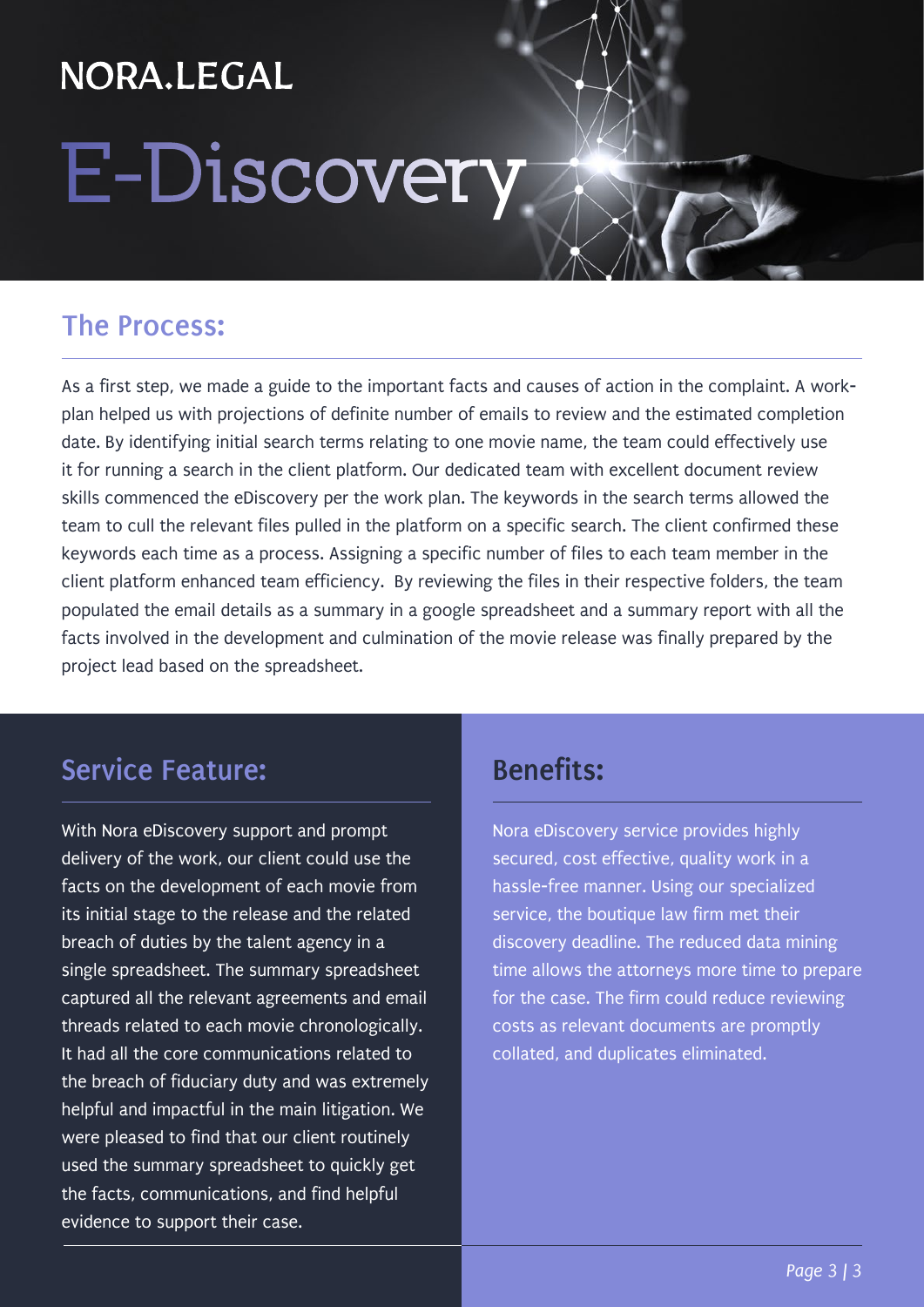NORA.LEGAL

# E-Discovery

## The Process:

As a first step, we made a guide to the important facts and causes of action in the complaint. A work-plan helped us with projections of definite number of emails to review and the estimated completion date. By identifying initial search terms relating to one movie name, the team could effectively use it for running a search in the client platform. Our dedicated team with excellent document review skills commenced the eDiscovery per the work plan. The keywords in the search terms allowed the team to cull the relevant files pulled in the platform on a specific search. The client confirmed these keywords each time as a process. Assigning a specific number of files to each team member in the client platform enhanced team efficiency. By reviewing the files in their respective folders, the team populated the email details as a summary in a google spreadsheet and a summary report with all the facts involved in the development and culmination of the movie release was finally prepared by the project lead based on the spreadsheet.

## Service Feature:

With Nora eDiscovery support and prompt delivery of the work, our client could use the facts on the development of each movie from its initial stage to the release and the related breach of duties by the talent agency in a single spreadsheet. The summary spreadsheet captured all the relevant agreements and email threads related to each movie chronologically. It had all the core communications related to the breach of fiduciary duty and was extremely helpful and impactful in the main litigation. We were pleased to find that our client routinely used the summary spreadsheet to quickly get the facts, communications, and find helpful evidence to support their case.

## Benefits:

Nora eDiscovery service provides highly secured, cost effective, quality work in a hassle-free manner. Using our specialized service, the boutique law firm met their discovery deadline. The reduced data mining time allows the attorneys more time to prepare for the case. The firm could reduce reviewing costs as relevant documents are promptly collated, and duplicates eliminated.